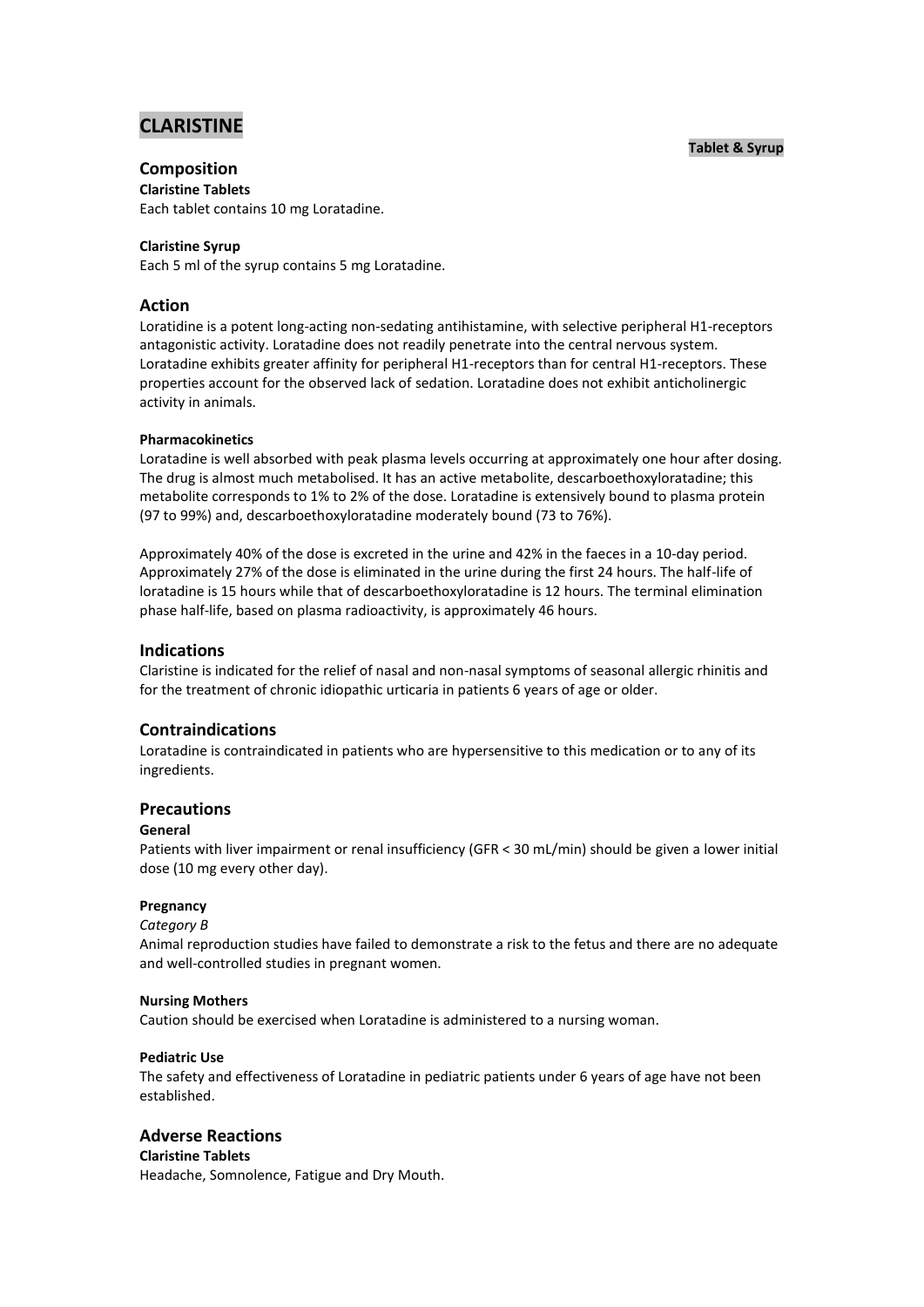# CLARISTINE

**Tablet & Syrup**

## Composition

**Claristine Tablets**

Each tablet contains 10 mg Loratadine.

**Claristine Syrup**

Each 5 ml of the syrup contains 5 mg Loratadine.

## Action

Loratidine is a potent long-acting non-sedating antihistamine, with selective peripheral H1-receptors antagonistic activity. Loratadine does not readily penetrate into the central nervous system. Loratadine exhibits greater affinity for peripheral H1-receptors than for central H1-receptors. These properties account for the observed lack of sedation. Loratadine does not exhibit anticholinergic activity in animals.

**Pharmacokinetics**

Loratadine is well absorbed with peak plasma levels occurring at approximately one hour after dosing. The drug is almost much metabolised. It has an active metabolite, descarboethoxyloratadine; this metabolite corresponds to 1% to 2% of the dose. Loratadine is extensively bound to plasma protein (97 to 99%) and, descarboethoxyloratadine moderately bound (73 to 76%).

Approximately 40% of the dose is excreted in the urine and 42% in the faeces in a 10-day period. Approximately 27% of the dose is eliminated in the urine during the first 24 hours. The half-life of loratadine is 15 hours while that of descarboethoxyloratadine is 12 hours. The terminal elimination phase half-life, based on plasma radioactivity, is approximately 46 hours.

## Indications

Claristine is indicated for the relief of nasal and non-nasal symptoms of seasonal allergic rhinitis and for the treatment of chronic idiopathic urticaria in patients 6 years of age or older.

## Contraindications

Loratadine is contraindicated in patients who are hypersensitive to this medication or to any of its ingredients.

## Precautions

**General**

Patients with liver impairment or renal insufficiency (GFR < 30 mL/min) should be given a lower initial dose (10 mg every other day).

**Pregnancy**

*Category B*

Animal reproduction studies have failed to demonstrate a risk to the fetus and there are no adequate and well-controlled studies in pregnant women.

**Nursing Mothers**

Caution should be exercised when Loratadine is administered to a nursing woman.

**Pediatric Use**

The safety and effectiveness of Loratadine in pediatric patients under 6 years of age have not been established.

## Adverse Reactions

**Claristine Tablets**

Headache, Somnolence, Fatigue and Dry Mouth.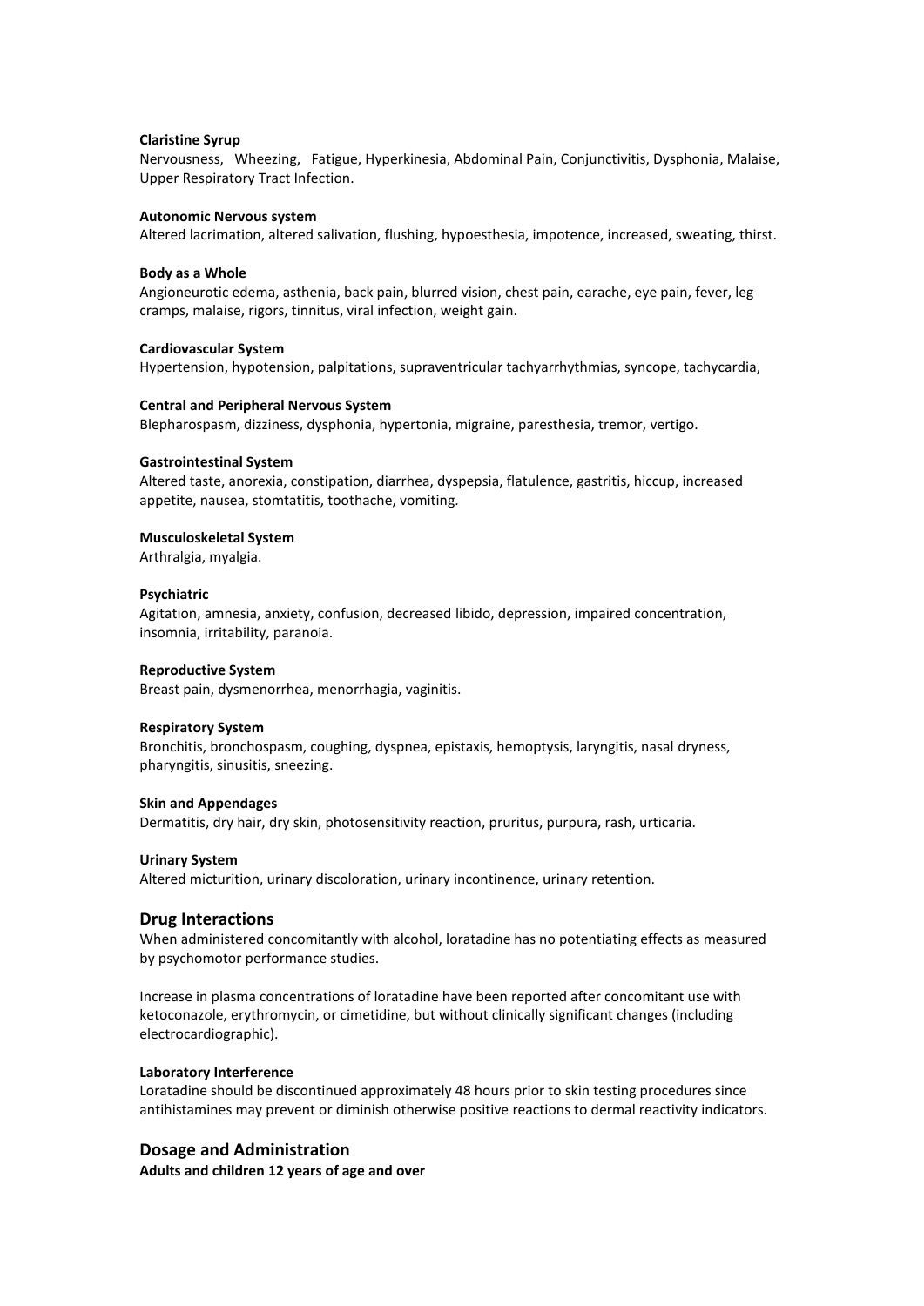**Claristine Syrup**

Nervousness, Wheezing, Fatigue, Hyperkinesia, Abdominal Pain, Conjunctivitis, Dysphonia, Malaise, Upper Respiratory Tract Infection.

**Autonomic Nervous system**

Altered lacrimation, altered salivation, flushing, hypoesthesia, impotence, increased, sweating, thirst.

**Body as a Whole**

Angioneurotic edema, asthenia, back pain, blurred vision, chest pain, earache, eye pain, fever, leg cramps, malaise, rigors, tinnitus, viral infection, weight gain.

**Cardiovascular System**

Hypertension, hypotension, palpitations, supraventricular tachyarrhythmias, syncope, tachycardia,

**Central and Peripheral Nervous System**

Blepharospasm, dizziness, dysphonia, hypertonia, migraine, paresthesia, tremor, vertigo.

**Gastrointestinal System**

Altered taste, anorexia, constipation, diarrhea, dyspepsia, flatulence, gastritis, hiccup, increased appetite, nausea, stomtatitis, toothache, vomiting.

**Musculoskeletal System**

Arthralgia, myalgia.

**Psychiatric**

Agitation, amnesia, anxiety, confusion, decreased libido, depression, impaired concentration, insomnia, irritability, paranoia.

**Reproductive System**

Breast pain, dysmenorrhea, menorrhagia, vaginitis.

**Respiratory System**

Bronchitis, bronchospasm, coughing, dyspnea, epistaxis, hemoptysis, laryngitis, nasal dryness, pharyngitis, sinusitis, sneezing.

**Skin and Appendages**

Dermatitis, dry hair, dry skin, photosensitivity reaction, pruritus, purpura, rash, urticaria.

**Urinary System**

Altered micturition, urinary discoloration, urinary incontinence, urinary retention.

## Drug Interactions

When administered concomitantly with alcohol, loratadine has no potentiating effects as measured by psychomotor performance studies.

Increase in plasma concentrations of loratadine have been reported after concomitant use with ketoconazole, erythromycin, or cimetidine, but without clinically significant changes (including electrocardiographic).

**Laboratory Interference**

Loratadine should be discontinued approximately 48 hours prior to skin testing procedures since antihistamines may prevent or diminish otherwise positive reactions to dermal reactivity indicators.

## Dosage and Administration

**Adults and children 12 years of age and over**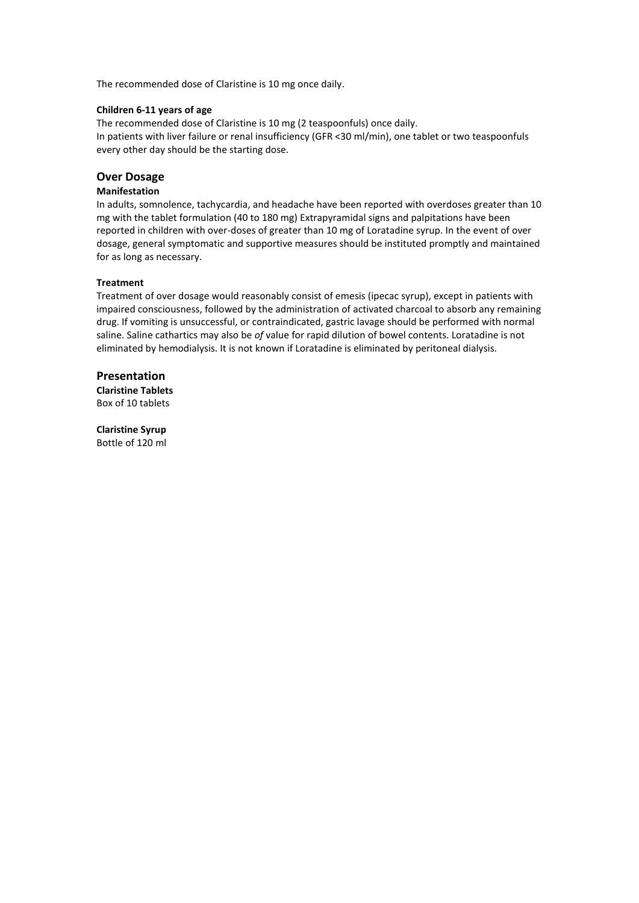The recommended dose of Claristine is 10 mg once daily.

**Children 6-11 years of age**

The recommended dose of Claristine is 10 mg (2 teaspoonfuls) once daily.
In patients with liver failure or renal insufficiency (GFR <30 ml/min), one tablet or two teaspoonfuls every other day should be the starting dose.

## Over Dosage

**Manifestation**

In adults, somnolence, tachycardia, and headache have been reported with overdoses greater than 10 mg with the tablet formulation (40 to 180 mg) Extrapyramidal signs and palpitations have been reported in children with over-doses of greater than 10 mg of Loratadine syrup. In the event of over dosage, general symptomatic and supportive measures should be instituted promptly and maintained for as long as necessary.

**Treatment**

Treatment of over dosage would reasonably consist of emesis (ipecac syrup), except in patients with impaired consciousness, followed by the administration of activated charcoal to absorb any remaining drug. If vomiting is unsuccessful, or contraindicated, gastric lavage should be performed with normal saline. Saline cathartics may also be *of* value for rapid dilution of bowel contents. Loratadine is not eliminated by hemodialysis. It is not known if Loratadine is eliminated by peritoneal dialysis.

## Presentation

**Claristine Tablets**
Box of 10 tablets

**Claristine Syrup**
Bottle of 120 ml